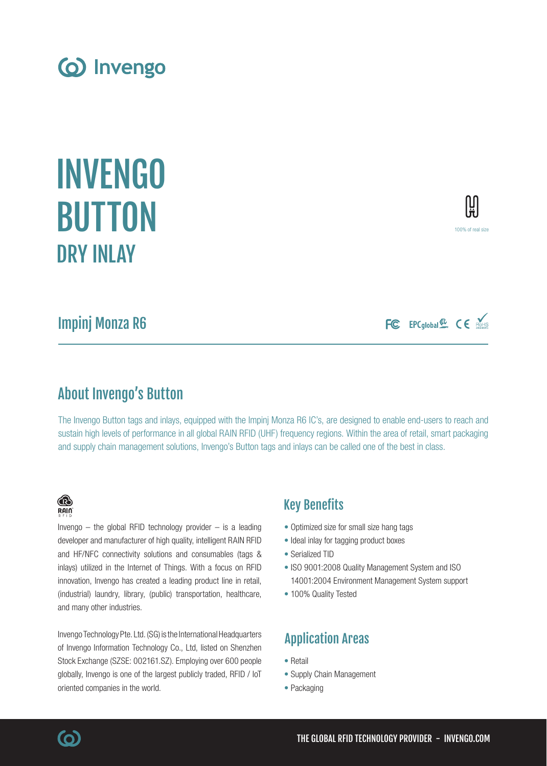# INVENGO BUTTON

## DRY INLAY

100% of real size

### Impinj Monza R6

## About Invengo's Button

The Invengo Button tags and inlays, equipped with the Impinj Monza R6 IC's, are designed to enable end-users to reach and sustain high levels of performance in all global RAIN RFID (UHF) frequency regions. Within the area of retail, smart packaging and supply chain management solutions, Invengo's Button tags and inlays can be called one of the best in class.

Invengo – the global RFID technology provider – is a leading developer and manufacturer of high quality, intelligent RAIN RFID and HF/NFC connectivity solutions and consumables (tags & inlays) utilized in the Internet of Things. With a focus on RFID innovation, Invengo has created a leading product line in retail, (industrial) laundry, library, (public) transportation, healthcare, and many other industries.

Invengo Technology Pte. Ltd. (SG) is the International Headquarters of Invengo Information Technology Co., Ltd, listed on Shenzhen Stock Exchange (SZSE: 002161.SZ). Employing over 600 people globally, Invengo is one of the largest publicly traded, RFID / IoT oriented companies in the world.

## Key Benefits

- Optimized size for small size hang tags
- Ideal inlay for tagging product boxes
- Serialized TID
- ISO 9001:2008 Quality Management System and ISO 14001:2004 Environment Management System support
- 100% Quality Tested

## Application Areas

- Retail
- Supply Chain Management
- Packaging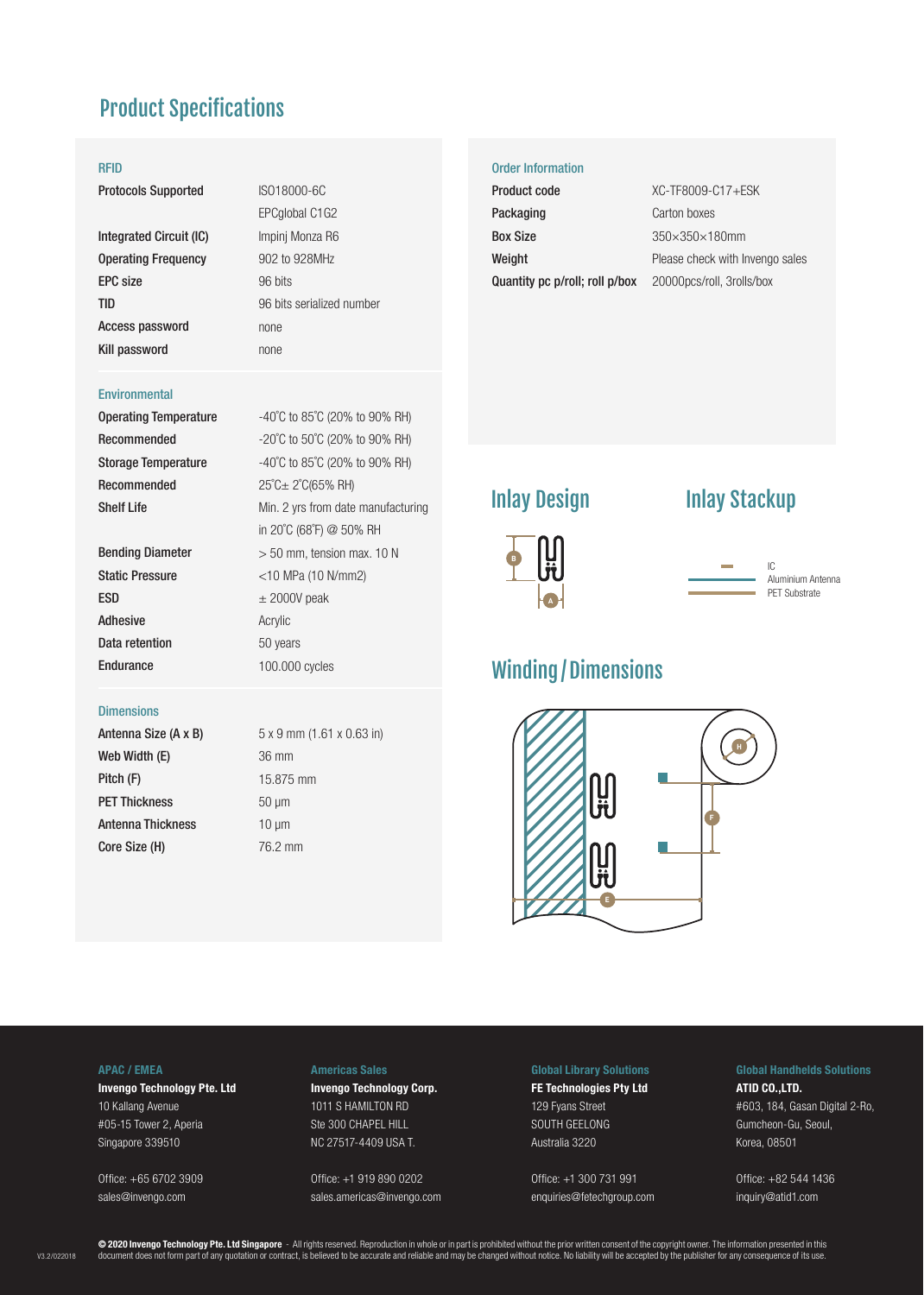# Product Specifications

### RFID

| | |
|---|---|
| Protocols Supported | ISO18000-6C<br>EPCglobal C1G2 |
| Integrated Circuit (IC) | Impinj Monza R6 |
| Operating Frequency | 902 to 928MHz |
| EPC size | 96 bits |
| TID | 96 bits serialized number |
| Access password | none |
| Kill password | none |

### Environmental

| | |
|---|---|
| Operating Temperature | -40˚C to 85˚C (20% to 90% RH) |
| Recommended | -20˚C to 50˚C (20% to 90% RH) |
| Storage Temperature | -40˚C to 85˚C (20% to 90% RH) |
| Recommended | 25˚C± 2˚C(65% RH) |
| Shelf Life | Min. 2 yrs from date manufacturing in 20˚C (68˚F) @ 50% RH |
| Bending Diameter | > 50 mm, tension max. 10 N |
| Static Pressure | <10 MPa (10 N/mm2) |
| ESD | ± 2000V peak |
| Adhesive | Acrylic |
| Data retention | 50 years |
| Endurance | 100.000 cycles |

### Dimensions

| | |
|---|---|
| Antenna Size (A x B) | 5 x 9 mm (1.61 x 0.63 in) |
| Web Width (E) | 36 mm |
| Pitch (F) | 15.875 mm |
| PET Thickness | 50 µm |
| Antenna Thickness | 10 µm |
| Core Size (H) | 76.2 mm |

### Order Information

| | |
|---|---|
| Product code | XC-TF8009-C17+ESK |
| Packaging | Carton boxes |
| Box Size | 350×350×180mm |
| Weight | Please check with Invengo sales |
| Quantity pc p/roll; roll p/box | 20000pcs/roll, 3rolls/box |

## Inlay Design

B

A

## Inlay Stackup

IC
Aluminium Antenna
PET Substrate

## Winding / Dimensions

H

F

E

**APAC / EMEA**
**Invengo Technology Pte. Ltd**
10 Kallang Avenue
#05-15 Tower 2, Aperia
Singapore 339510

Office: +65 6702 3909
sales@invengo.com

**Americas Sales**
**Invengo Technology Corp.**
1011 S HAMILTON RD
Ste 300 CHAPEL HILL
NC 27517-4409 USA T.

Office: +1 919 890 0202
sales.americas@invengo.com

**Global Library Solutions**
**FE Technologies Pty Ltd**
129 Fyans Street
SOUTH GEELONG
Australia 3220

Office: +1 300 731 991
enquiries@fetechgroup.com

**Global Handhelds Solutions**
**ATID CO.,LTD.**
#603, 184, Gasan Digital 2-Ro,
Gumcheon-Gu, Seoul,
Korea, 08501

Office: +82 544 1436
inquiry@atid1.com

V3.2/022018

**© 2020 Invengo Technology Pte. Ltd Singapore** - All rights reserved. Reproduction in whole or in part is prohibited without the prior written consent of the copyright owner. The information presented in this document does not form part of any quotation or contract, is believed to be accurate and reliable and may be changed without notice. No liability will be accepted by the publisher for any consequence of its use.